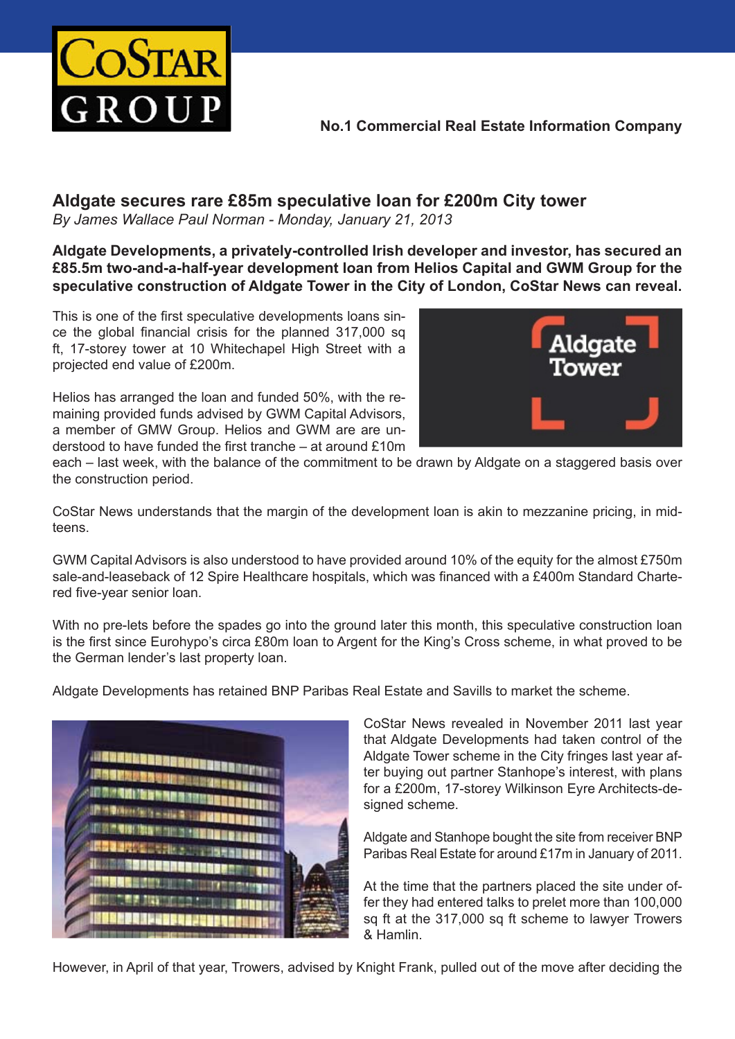**No.1 Commercial Real Estate Information Company**

## Aldgate secures rare £85m speculative loan for £200m City tower

*By James Wallace Paul Norman - Monday, January 21, 2013*

**Aldgate Developments, a privately-controlled Irish developer and investor, has secured an £85.5m two-and-a-half-year development loan from Helios Capital and GWM Group for the speculative construction of Aldgate Tower in the City of London, CoStar News can reveal.**

This is one of the first speculative developments loans since the global financial crisis for the planned 317,000 sq ft, 17-storey tower at 10 Whitechapel High Street with a projected end value of £200m.

Helios has arranged the loan and funded 50%, with the remaining provided funds advised by GWM Capital Advisors, a member of GMW Group. Helios and GWM are understood to have funded the first tranche – at around £10m each – last week, with the balance of the commitment to be drawn by Aldgate on a staggered basis over the construction period.

CoStar News understands that the margin of the development loan is akin to mezzanine pricing, in mid-teens.

GWM Capital Advisors is also understood to have provided around 10% of the equity for the almost £750m sale-and-leaseback of 12 Spire Healthcare hospitals, which was financed with a £400m Standard Chartered five-year senior loan.

With no pre-lets before the spades go into the ground later this month, this speculative construction loan is the first since Eurohypo's circa £80m loan to Argent for the King's Cross scheme, in what proved to be the German lender's last property loan.

Aldgate Developments has retained BNP Paribas Real Estate and Savills to market the scheme.

CoStar News revealed in November 2011 last year that Aldgate Developments had taken control of the Aldgate Tower scheme in the City fringes last year after buying out partner Stanhope's interest, with plans for a £200m, 17-storey Wilkinson Eyre Architects-designed scheme.

Aldgate and Stanhope bought the site from receiver BNP Paribas Real Estate for around £17m in January of 2011.

At the time that the partners placed the site under offer they had entered talks to prelet more than 100,000 sq ft at the 317,000 sq ft scheme to lawyer Trowers & Hamlin.

However, in April of that year, Trowers, advised by Knight Frank, pulled out of the move after deciding the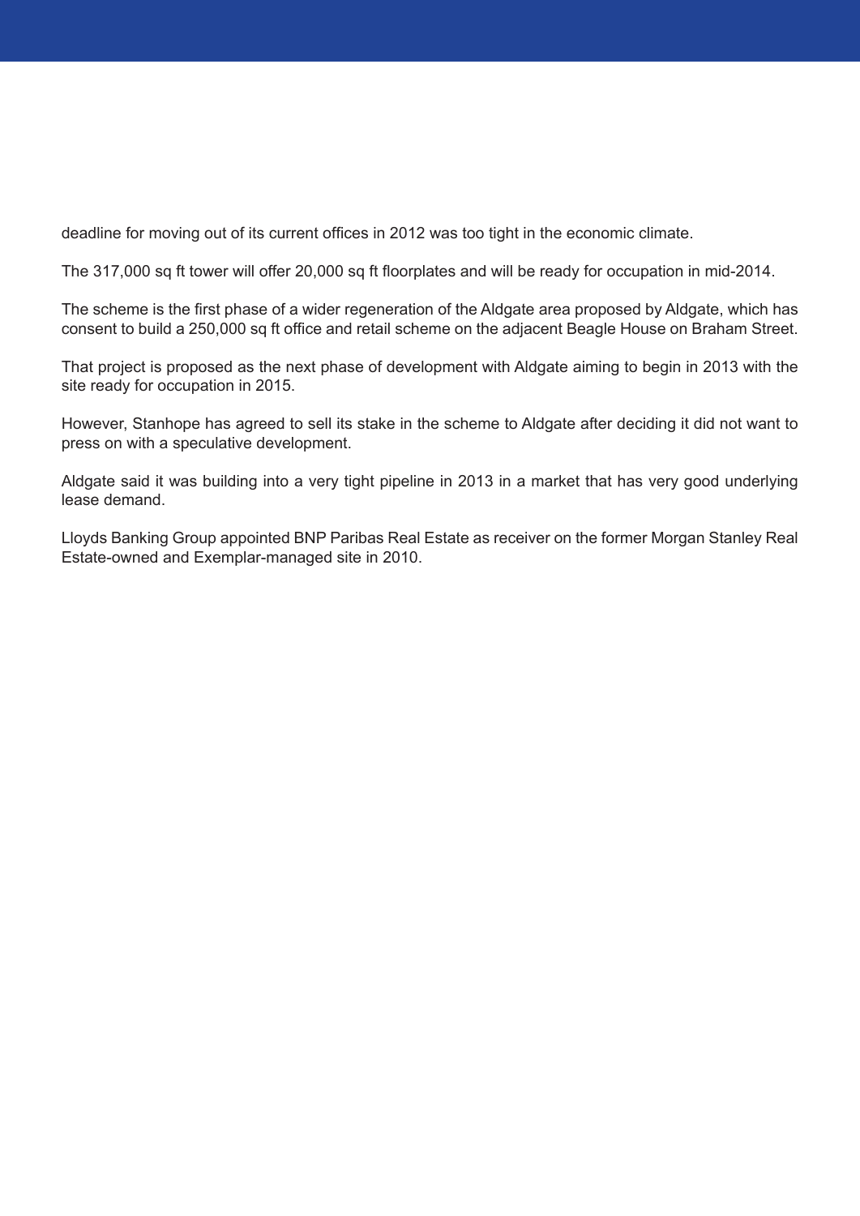deadline for moving out of its current offices in 2012 was too tight in the economic climate.

The 317,000 sq ft tower will offer 20,000 sq ft floorplates and will be ready for occupation in mid-2014.

The scheme is the first phase of a wider regeneration of the Aldgate area proposed by Aldgate, which has consent to build a 250,000 sq ft office and retail scheme on the adjacent Beagle House on Braham Street.

That project is proposed as the next phase of development with Aldgate aiming to begin in 2013 with the site ready for occupation in 2015.

However, Stanhope has agreed to sell its stake in the scheme to Aldgate after deciding it did not want to press on with a speculative development.

Aldgate said it was building into a very tight pipeline in 2013 in a market that has very good underlying lease demand.

Lloyds Banking Group appointed BNP Paribas Real Estate as receiver on the former Morgan Stanley Real Estate-owned and Exemplar-managed site in 2010.